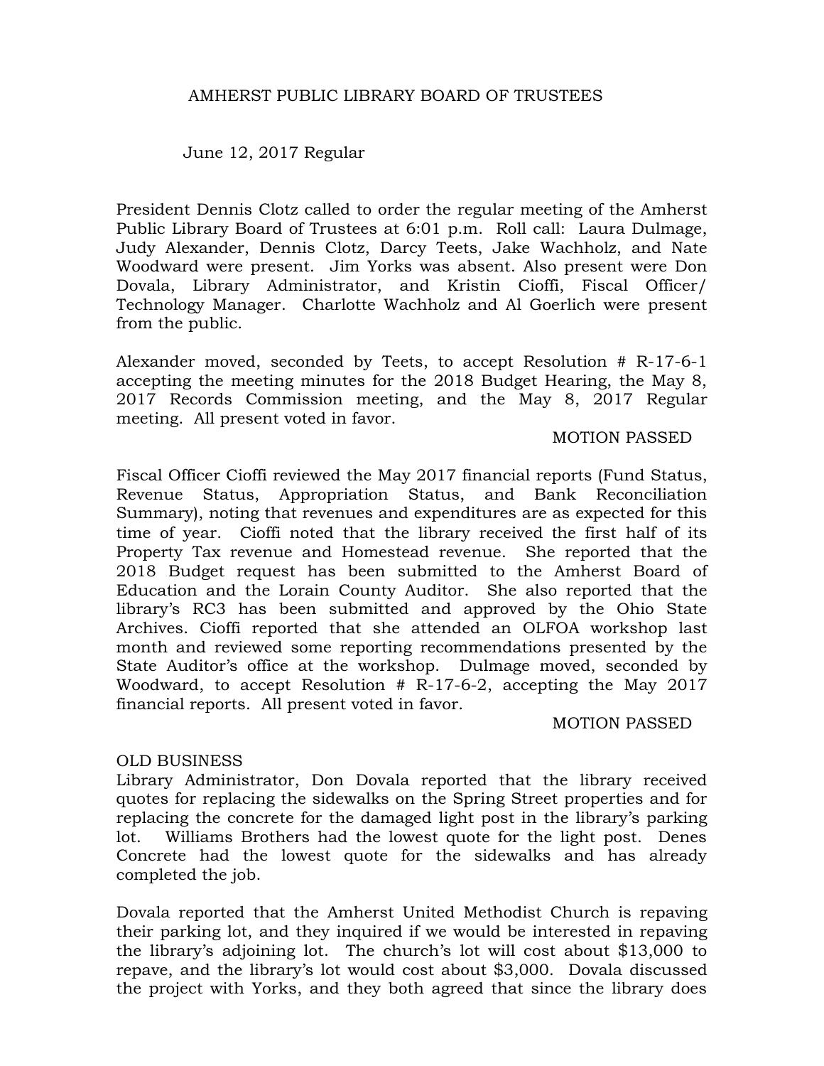# AMHERST PUBLIC LIBRARY BOARD OF TRUSTEES

June 12, 2017 Regular

President Dennis Clotz called to order the regular meeting of the Amherst Public Library Board of Trustees at 6:01 p.m. Roll call: Laura Dulmage, Judy Alexander, Dennis Clotz, Darcy Teets, Jake Wachholz, and Nate Woodward were present. Jim Yorks was absent. Also present were Don Dovala, Library Administrator, and Kristin Cioffi, Fiscal Officer/ Technology Manager. Charlotte Wachholz and Al Goerlich were present from the public.

Alexander moved, seconded by Teets, to accept Resolution # R-17-6-1 accepting the meeting minutes for the 2018 Budget Hearing, the May 8, 2017 Records Commission meeting, and the May 8, 2017 Regular meeting. All present voted in favor.

MOTION PASSED

Fiscal Officer Cioffi reviewed the May 2017 financial reports (Fund Status, Revenue Status, Appropriation Status, and Bank Reconciliation Summary), noting that revenues and expenditures are as expected for this time of year. Cioffi noted that the library received the first half of its Property Tax revenue and Homestead revenue. She reported that the 2018 Budget request has been submitted to the Amherst Board of Education and the Lorain County Auditor. She also reported that the library's RC3 has been submitted and approved by the Ohio State Archives. Cioffi reported that she attended an OLFOA workshop last month and reviewed some reporting recommendations presented by the State Auditor's office at the workshop. Dulmage moved, seconded by Woodward, to accept Resolution # R-17-6-2, accepting the May 2017 financial reports. All present voted in favor.

MOTION PASSED

OLD BUSINESS

Library Administrator, Don Dovala reported that the library received quotes for replacing the sidewalks on the Spring Street properties and for replacing the concrete for the damaged light post in the library's parking lot. Williams Brothers had the lowest quote for the light post. Denes Concrete had the lowest quote for the sidewalks and has already completed the job.

Dovala reported that the Amherst United Methodist Church is repaving their parking lot, and they inquired if we would be interested in repaving the library's adjoining lot. The church's lot will cost about $13,000 to repave, and the library's lot would cost about $3,000. Dovala discussed the project with Yorks, and they both agreed that since the library does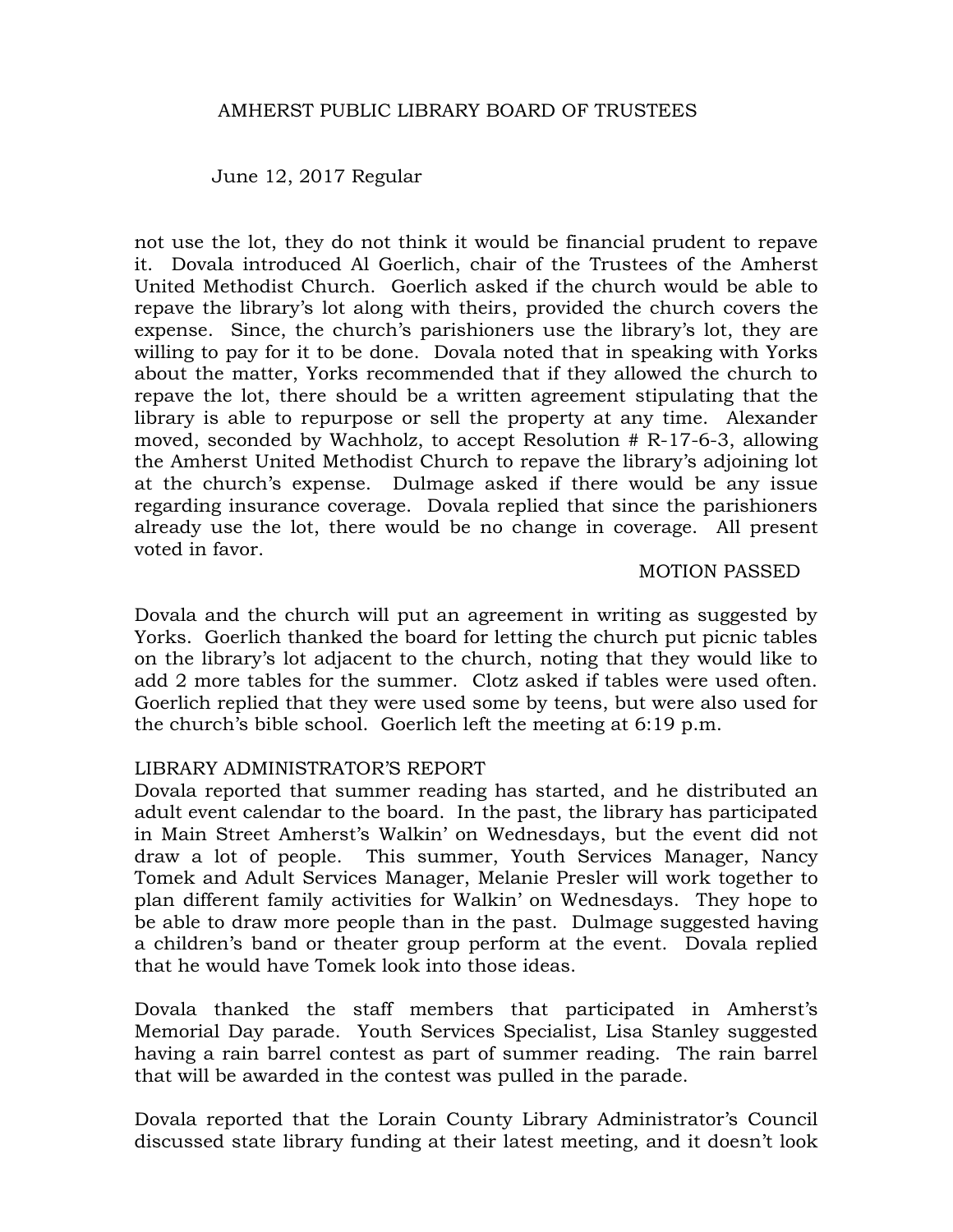not use the lot, they do not think it would be financial prudent to repave it. Dovala introduced Al Goerlich, chair of the Trustees of the Amherst United Methodist Church. Goerlich asked if the church would be able to repave the library's lot along with theirs, provided the church covers the expense. Since, the church's parishioners use the library's lot, they are willing to pay for it to be done. Dovala noted that in speaking with Yorks about the matter, Yorks recommended that if they allowed the church to repave the lot, there should be a written agreement stipulating that the library is able to repurpose or sell the property at any time. Alexander moved, seconded by Wachholz, to accept Resolution # R-17-6-3, allowing the Amherst United Methodist Church to repave the library's adjoining lot at the church's expense. Dulmage asked if there would be any issue regarding insurance coverage. Dovala replied that since the parishioners already use the lot, there would be no change in coverage. All present voted in favor.

MOTION PASSED

Dovala and the church will put an agreement in writing as suggested by Yorks. Goerlich thanked the board for letting the church put picnic tables on the library's lot adjacent to the church, noting that they would like to add 2 more tables for the summer. Clotz asked if tables were used often. Goerlich replied that they were used some by teens, but were also used for the church's bible school. Goerlich left the meeting at 6:19 p.m.

LIBRARY ADMINISTRATOR'S REPORT

Dovala reported that summer reading has started, and he distributed an adult event calendar to the board. In the past, the library has participated in Main Street Amherst's Walkin' on Wednesdays, but the event did not draw a lot of people. This summer, Youth Services Manager, Nancy Tomek and Adult Services Manager, Melanie Presler will work together to plan different family activities for Walkin' on Wednesdays. They hope to be able to draw more people than in the past. Dulmage suggested having a children's band or theater group perform at the event. Dovala replied that he would have Tomek look into those ideas.

Dovala thanked the staff members that participated in Amherst's Memorial Day parade. Youth Services Specialist, Lisa Stanley suggested having a rain barrel contest as part of summer reading. The rain barrel that will be awarded in the contest was pulled in the parade.

Dovala reported that the Lorain County Library Administrator's Council discussed state library funding at their latest meeting, and it doesn't look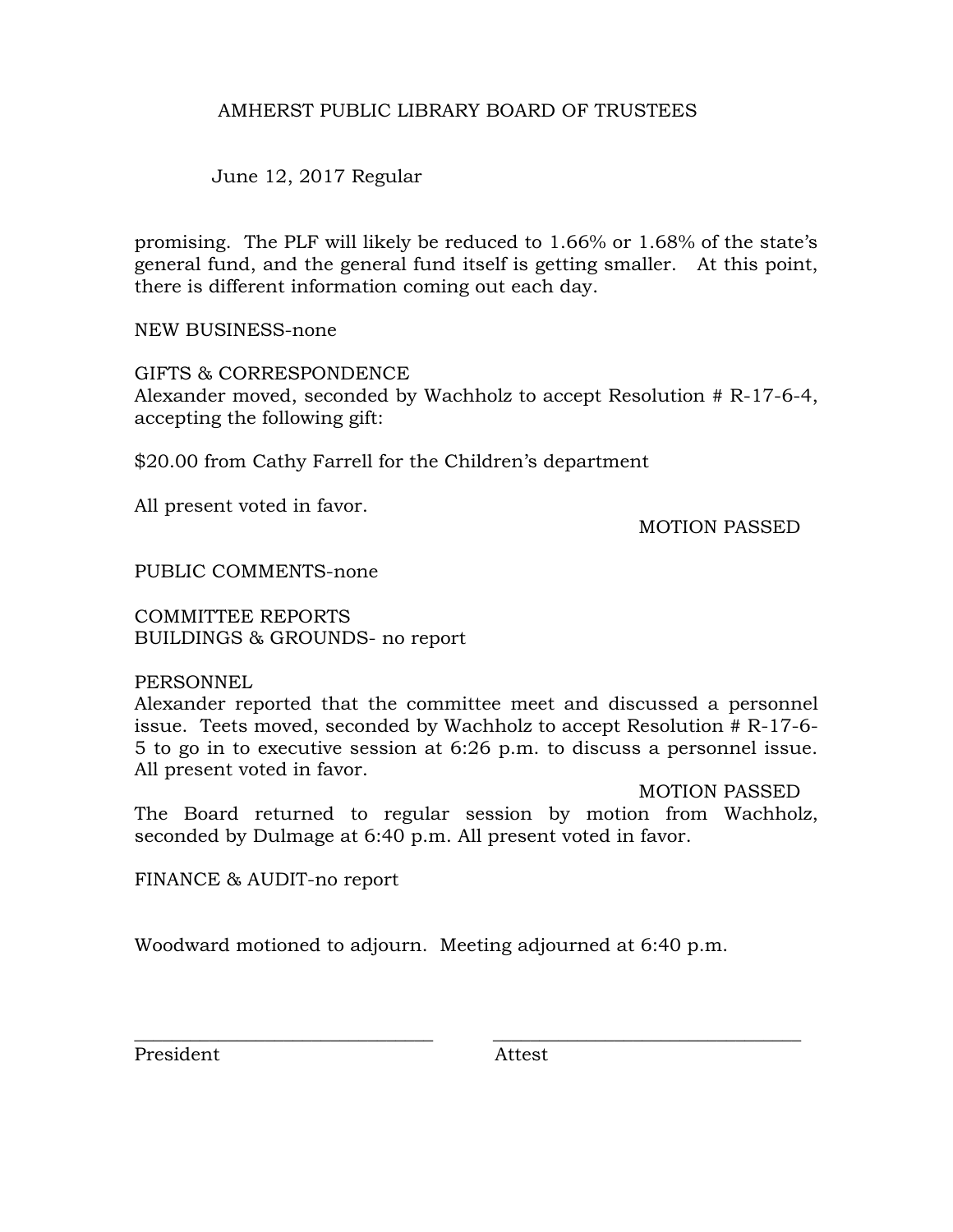promising. The PLF will likely be reduced to 1.66% or 1.68% of the state's general fund, and the general fund itself is getting smaller. At this point, there is different information coming out each day.

NEW BUSINESS-none

GIFTS & CORRESPONDENCE
Alexander moved, seconded by Wachholz to accept Resolution # R-17-6-4, accepting the following gift:

$20.00 from Cathy Farrell for the Children's department

All present voted in favor.

MOTION PASSED

PUBLIC COMMENTS-none

COMMITTEE REPORTS
BUILDINGS & GROUNDS- no report

PERSONNEL
Alexander reported that the committee meet and discussed a personnel issue. Teets moved, seconded by Wachholz to accept Resolution # R-17-6-5 to go in to executive session at 6:26 p.m. to discuss a personnel issue. All present voted in favor.

MOTION PASSED

The Board returned to regular session by motion from Wachholz, seconded by Dulmage at 6:40 p.m. All present voted in favor.

FINANCE & AUDIT-no report

Woodward motioned to adjourn. Meeting adjourned at 6:40 p.m.

________________________________ ________________________________
President Attest